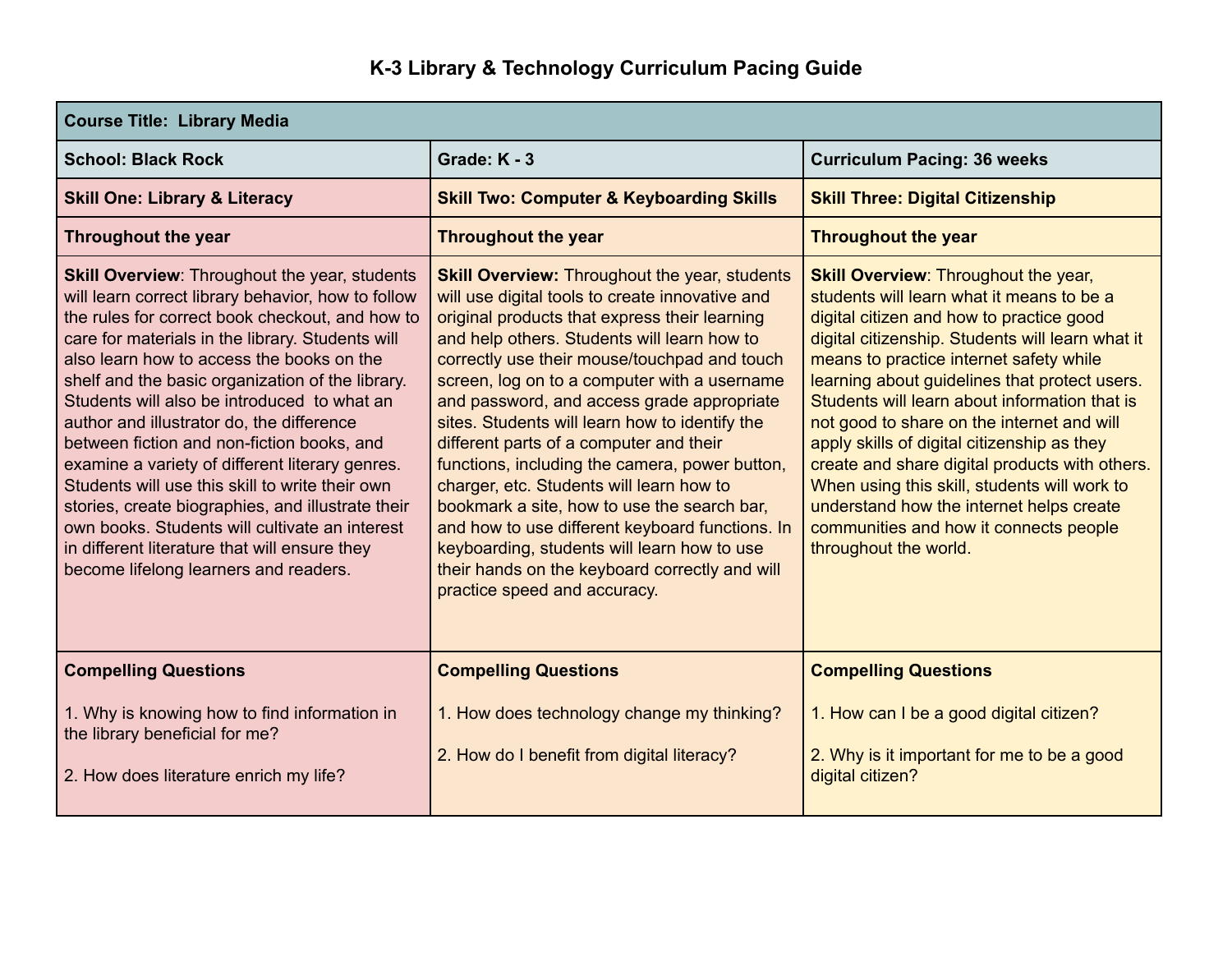# K-3 Library & Technology Curriculum Pacing Guide

| Course Title: Library Media | | |
|---|---|---|
| **School: Black Rock** | **Grade: K - 3** | **Curriculum Pacing: 36 weeks** |
| **Skill One: Library & Literacy** | **Skill Two: Computer & Keyboarding Skills** | **Skill Three: Digital Citizenship** |
| **Throughout the year** | **Throughout the year** | **Throughout the year** |
| **Skill Overview**: Throughout the year, students will learn correct library behavior, how to follow the rules for correct book checkout, and how to care for materials in the library. Students will also learn how to access the books on the shelf and the basic organization of the library. Students will also be introduced to what an author and illustrator do, the difference between fiction and non-fiction books, and examine a variety of different literary genres. Students will use this skill to write their own stories, create biographies, and illustrate their own books. Students will cultivate an interest in different literature that will ensure they become lifelong learners and readers. | **Skill Overview:** Throughout the year, students will use digital tools to create innovative and original products that express their learning and help others. Students will learn how to correctly use their mouse/touchpad and touch screen, log on to a computer with a username and password, and access grade appropriate sites. Students will learn how to identify the different parts of a computer and their functions, including the camera, power button, charger, etc. Students will learn how to bookmark a site, how to use the search bar, and how to use different keyboard functions. In keyboarding, students will learn how to use their hands on the keyboard correctly and will practice speed and accuracy. | **Skill Overview**: Throughout the year, students will learn what it means to be a digital citizen and how to practice good digital citizenship. Students will learn what it means to practice internet safety while learning about guidelines that protect users. Students will learn about information that is not good to share on the internet and will apply skills of digital citizenship as they create and share digital products with others. When using this skill, students will work to understand how the internet helps create communities and how it connects people throughout the world. |
| **Compelling Questions**<br><br>1. Why is knowing how to find information in the library beneficial for me?<br><br>2. How does literature enrich my life? | **Compelling Questions**<br><br>1. How does technology change my thinking?<br><br>2. How do I benefit from digital literacy? | **Compelling Questions**<br><br>1. How can I be a good digital citizen?<br><br>2. Why is it important for me to be a good digital citizen? |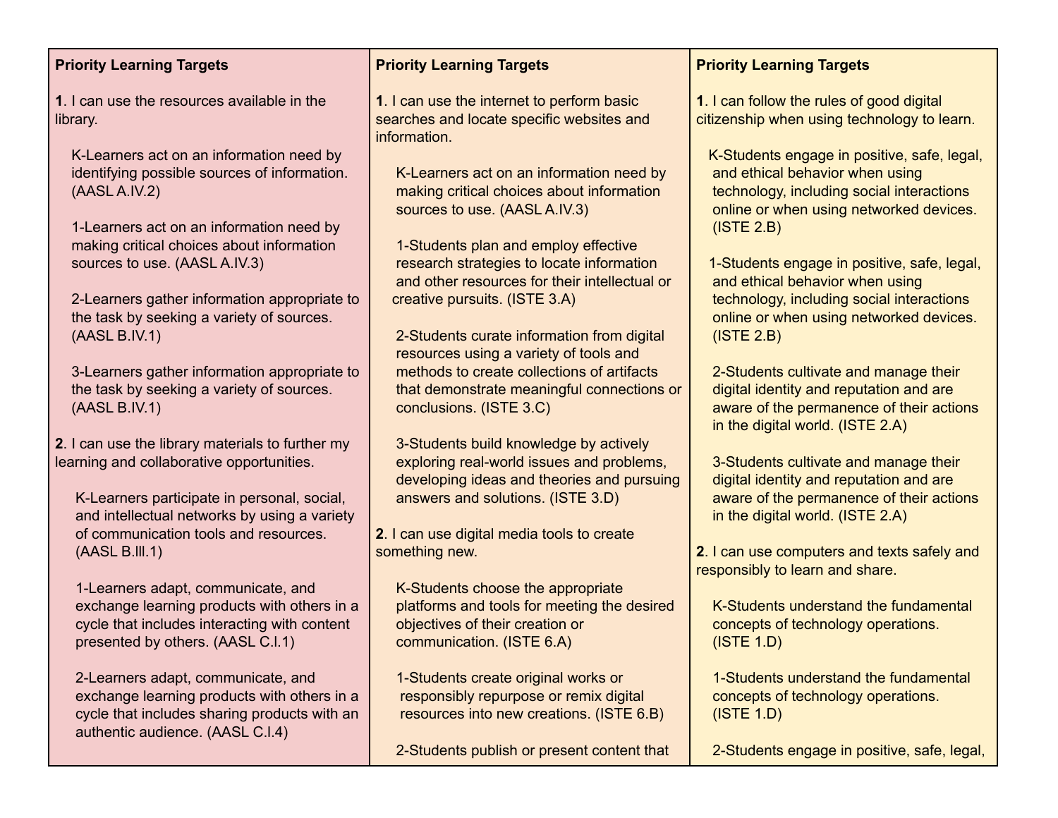| Priority Learning Targets | Priority Learning Targets | Priority Learning Targets |
|---|---|---|
| **1**. I can use the resources available in the library.<br><br>K-Learners act on an information need by identifying possible sources of information. (AASL A.IV.2)<br><br>1-Learners act on an information need by making critical choices about information sources to use. (AASL A.IV.3)<br><br>2-Learners gather information appropriate to the task by seeking a variety of sources. (AASL B.IV.1)<br><br>3-Learners gather information appropriate to the task by seeking a variety of sources. (AASL B.IV.1)<br><br>**2**. I can use the library materials to further my learning and collaborative opportunities.<br><br>K-Learners participate in personal, social, and intellectual networks by using a variety of communication tools and resources. (AASL B.lll.1)<br><br>1-Learners adapt, communicate, and exchange learning products with others in a cycle that includes interacting with content presented by others. (AASL C.I.1)<br><br>2-Learners adapt, communicate, and exchange learning products with others in a cycle that includes sharing products with an authentic audience. (AASL C.I.4) | **1**. I can use the internet to perform basic searches and locate specific websites and information.<br><br>K-Learners act on an information need by making critical choices about information sources to use. (AASL A.IV.3)<br><br>1-Students plan and employ effective research strategies to locate information and other resources for their intellectual or creative pursuits. (ISTE 3.A)<br><br>2-Students curate information from digital resources using a variety of tools and methods to create collections of artifacts that demonstrate meaningful connections or conclusions. (ISTE 3.C)<br><br>3-Students build knowledge by actively exploring real-world issues and problems, developing ideas and theories and pursuing answers and solutions. (ISTE 3.D)<br><br>**2**. I can use digital media tools to create something new.<br><br>K-Students choose the appropriate platforms and tools for meeting the desired objectives of their creation or communication. (ISTE 6.A)<br><br>1-Students create original works or responsibly repurpose or remix digital resources into new creations. (ISTE 6.B)<br><br>2-Students publish or present content that | **1**. I can follow the rules of good digital citizenship when using technology to learn.<br><br>K-Students engage in positive, safe, legal, and ethical behavior when using technology, including social interactions online or when using networked devices. (ISTE 2.B)<br><br>1-Students engage in positive, safe, legal, and ethical behavior when using technology, including social interactions online or when using networked devices. (ISTE 2.B)<br><br>2-Students cultivate and manage their digital identity and reputation and are aware of the permanence of their actions in the digital world. (ISTE 2.A)<br><br>3-Students cultivate and manage their digital identity and reputation and are aware of the permanence of their actions in the digital world. (ISTE 2.A)<br><br>**2**. I can use computers and texts safely and responsibly to learn and share.<br><br>K-Students understand the fundamental concepts of technology operations. (ISTE 1.D)<br><br>1-Students understand the fundamental concepts of technology operations. (ISTE 1.D)<br><br>2-Students engage in positive, safe, legal, |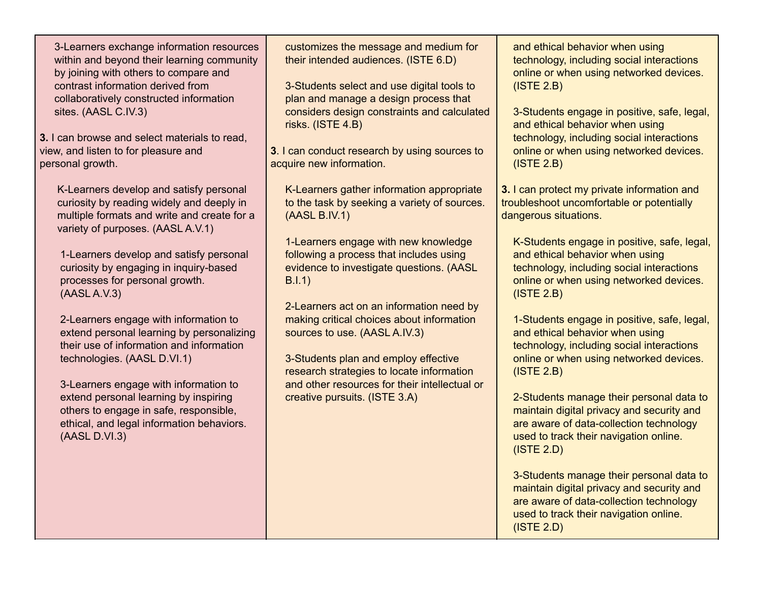| | | |
|---|---|---|
| 3-Learners exchange information resources within and beyond their learning community by joining with others to compare and contrast information derived from collaboratively constructed information sites. (AASL C.IV.3)<br><br>**3.** I can browse and select materials to read, view, and listen to for pleasure and personal growth.<br><br>K-Learners develop and satisfy personal curiosity by reading widely and deeply in multiple formats and write and create for a variety of purposes. (AASL A.V.1)<br><br>1-Learners develop and satisfy personal curiosity by engaging in inquiry-based processes for personal growth. (AASL A.V.3)<br><br>2-Learners engage with information to extend personal learning by personalizing their use of information and information technologies. (AASL D.VI.1)<br><br>3-Learners engage with information to extend personal learning by inspiring others to engage in safe, responsible, ethical, and legal information behaviors. (AASL D.VI.3) | customizes the message and medium for their intended audiences. (ISTE 6.D)<br><br>3-Students select and use digital tools to plan and manage a design process that considers design constraints and calculated risks. (ISTE 4.B)<br><br>**3**. I can conduct research by using sources to acquire new information.<br><br>K-Learners gather information appropriate to the task by seeking a variety of sources. (AASL B.IV.1)<br><br>1-Learners engage with new knowledge following a process that includes using evidence to investigate questions. (AASL B.I.1)<br><br>2-Learners act on an information need by making critical choices about information sources to use. (AASL A.IV.3)<br><br>3-Students plan and employ effective research strategies to locate information and other resources for their intellectual or creative pursuits. (ISTE 3.A) | and ethical behavior when using technology, including social interactions online or when using networked devices. (ISTE 2.B)<br><br>3-Students engage in positive, safe, legal, and ethical behavior when using technology, including social interactions online or when using networked devices. (ISTE 2.B)<br><br>**3.** I can protect my private information and troubleshoot uncomfortable or potentially dangerous situations.<br><br>K-Students engage in positive, safe, legal, and ethical behavior when using technology, including social interactions online or when using networked devices. (ISTE 2.B)<br><br>1-Students engage in positive, safe, legal, and ethical behavior when using technology, including social interactions online or when using networked devices. (ISTE 2.B)<br><br>2-Students manage their personal data to maintain digital privacy and security and are aware of data-collection technology used to track their navigation online. (ISTE 2.D)<br><br>3-Students manage their personal data to maintain digital privacy and security and are aware of data-collection technology used to track their navigation online. (ISTE 2.D) |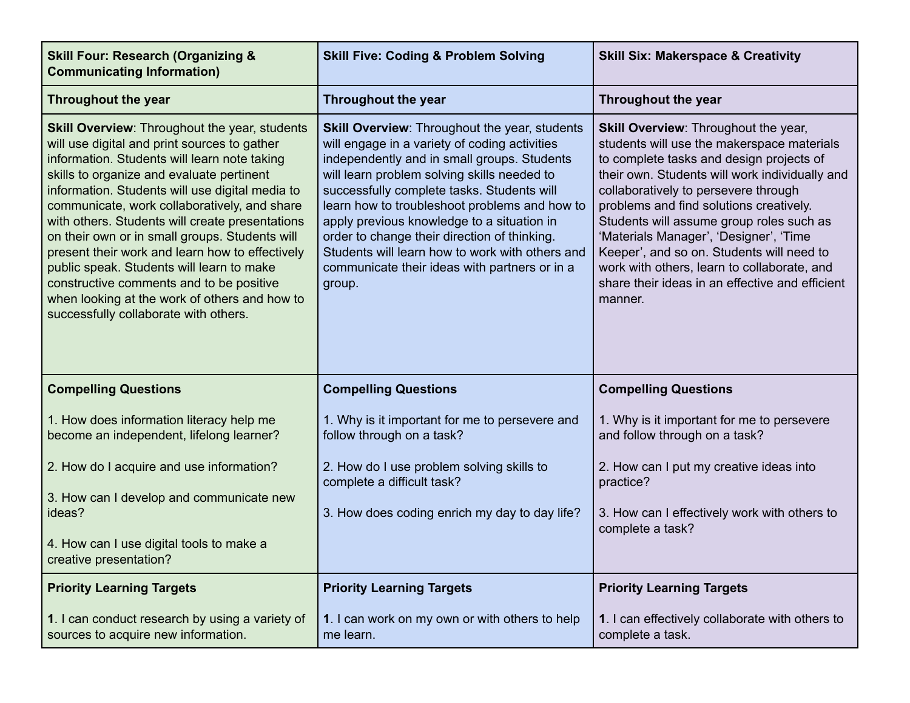| Skill Four: Research (Organizing & Communicating Information) | Skill Five: Coding & Problem Solving | Skill Six: Makerspace & Creativity |
|---|---|---|
| **Throughout the year** | **Throughout the year** | **Throughout the year** |
| **Skill Overview**: Throughout the year, students will use digital and print sources to gather information. Students will learn note taking skills to organize and evaluate pertinent information. Students will use digital media to communicate, work collaboratively, and share with others. Students will create presentations on their own or in small groups. Students will present their work and learn how to effectively public speak. Students will learn to make constructive comments and to be positive when looking at the work of others and how to successfully collaborate with others. | **Skill Overview**: Throughout the year, students will engage in a variety of coding activities independently and in small groups. Students will learn problem solving skills needed to successfully complete tasks. Students will learn how to troubleshoot problems and how to apply previous knowledge to a situation in order to change their direction of thinking. Students will learn how to work with others and communicate their ideas with partners or in a group. | **Skill Overview**: Throughout the year, students will use the makerspace materials to complete tasks and design projects of their own. Students will work individually and collaboratively to persevere through problems and find solutions creatively. Students will assume group roles such as ‘Materials Manager’, ‘Designer’, ‘Time Keeper’, and so on. Students will need to work with others, learn to collaborate, and share their ideas in an effective and efficient manner. |
| **Compelling Questions**<br><br>1. How does information literacy help me become an independent, lifelong learner?<br><br>2. How do I acquire and use information?<br><br>3. How can I develop and communicate new ideas?<br><br>4. How can I use digital tools to make a creative presentation? | **Compelling Questions**<br><br>1. Why is it important for me to persevere and follow through on a task?<br><br>2. How do I use problem solving skills to complete a difficult task?<br><br>3. How does coding enrich my day to day life? | **Compelling Questions**<br><br>1. Why is it important for me to persevere and follow through on a task?<br><br>2. How can I put my creative ideas into practice?<br><br>3. How can I effectively work with others to complete a task? |
| **Priority Learning Targets**<br><br>**1**. I can conduct research by using a variety of sources to acquire new information. | **Priority Learning Targets**<br><br>**1**. I can work on my own or with others to help me learn. | **Priority Learning Targets**<br><br>**1**. I can effectively collaborate with others to complete a task. |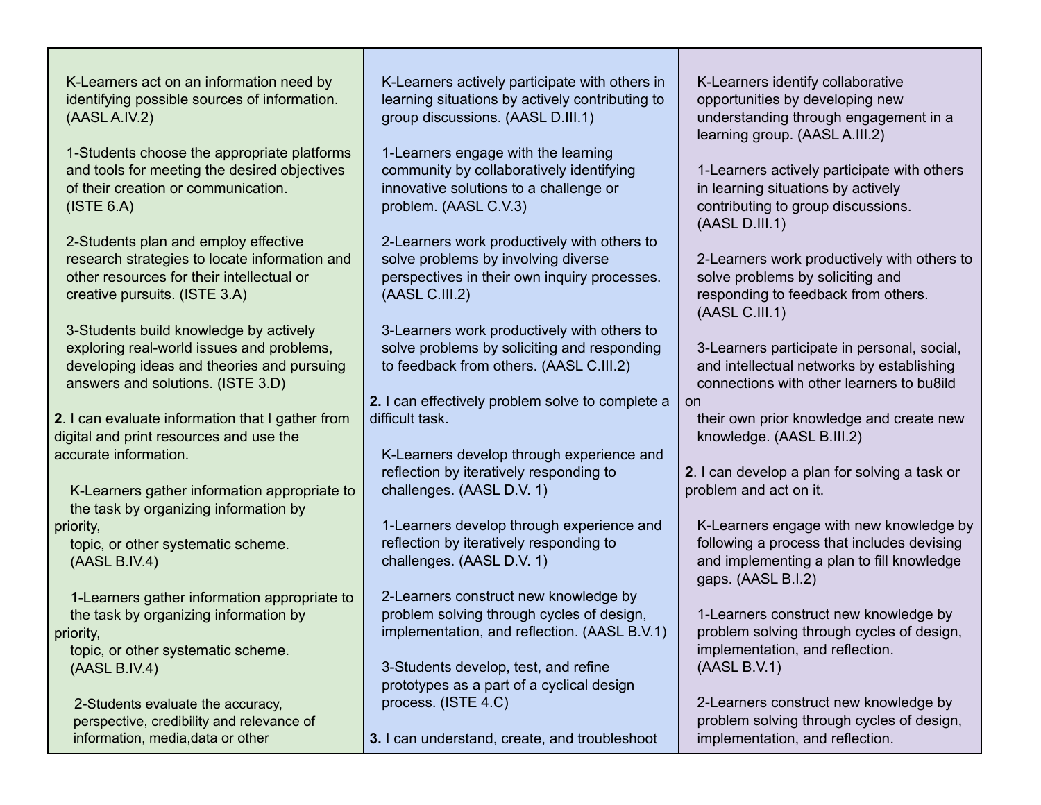| | | |
|---|---|---|
| K-Learners act on an information need by identifying possible sources of information. (AASL A.IV.2)<br><br>1-Students choose the appropriate platforms and tools for meeting the desired objectives of their creation or communication. (ISTE 6.A)<br><br>2-Students plan and employ effective research strategies to locate information and other resources for their intellectual or creative pursuits. (ISTE 3.A)<br><br>3-Students build knowledge by actively exploring real-world issues and problems, developing ideas and theories and pursuing answers and solutions. (ISTE 3.D)<br><br>**2**. I can evaluate information that I gather from digital and print resources and use the accurate information.<br><br>K-Learners gather information appropriate to the task by organizing information by priority, topic, or other systematic scheme. (AASL B.IV.4)<br><br>1-Learners gather information appropriate to the task by organizing information by priority, topic, or other systematic scheme. (AASL B.IV.4)<br><br>2-Students evaluate the accuracy, perspective, credibility and relevance of information, media,data or other | K-Learners actively participate with others in learning situations by actively contributing to group discussions. (AASL D.III.1)<br><br>1-Learners engage with the learning community by collaboratively identifying innovative solutions to a challenge or problem. (AASL C.V.3)<br><br>2-Learners work productively with others to solve problems by involving diverse perspectives in their own inquiry processes. (AASL C.III.2)<br><br>3-Learners work productively with others to solve problems by soliciting and responding to feedback from others. (AASL C.III.2)<br><br>**2.** I can effectively problem solve to complete a difficult task.<br><br>K-Learners develop through experience and reflection by iteratively responding to challenges. (AASL D.V. 1)<br><br>1-Learners develop through experience and reflection by iteratively responding to challenges. (AASL D.V. 1)<br><br>2-Learners construct new knowledge by problem solving through cycles of design, implementation, and reflection. (AASL B.V.1)<br><br>3-Students develop, test, and refine prototypes as a part of a cyclical design process. (ISTE 4.C)<br><br>**3.** I can understand, create, and troubleshoot | K-Learners identify collaborative opportunities by developing new understanding through engagement in a learning group. (AASL A.III.2)<br><br>1-Learners actively participate with others in learning situations by actively contributing to group discussions. (AASL D.III.1)<br><br>2-Learners work productively with others to solve problems by soliciting and responding to feedback from others. (AASL C.III.1)<br><br>3-Learners participate in personal, social, and intellectual networks by establishing connections with other learners to bu8ild on their own prior knowledge and create new knowledge. (AASL B.III.2)<br><br>**2**. I can develop a plan for solving a task or problem and act on it.<br><br>K-Learners engage with new knowledge by following a process that includes devising and implementing a plan to fill knowledge gaps. (AASL B.I.2)<br><br>1-Learners construct new knowledge by problem solving through cycles of design, implementation, and reflection. (AASL B.V.1)<br><br>2-Learners construct new knowledge by problem solving through cycles of design, implementation, and reflection. |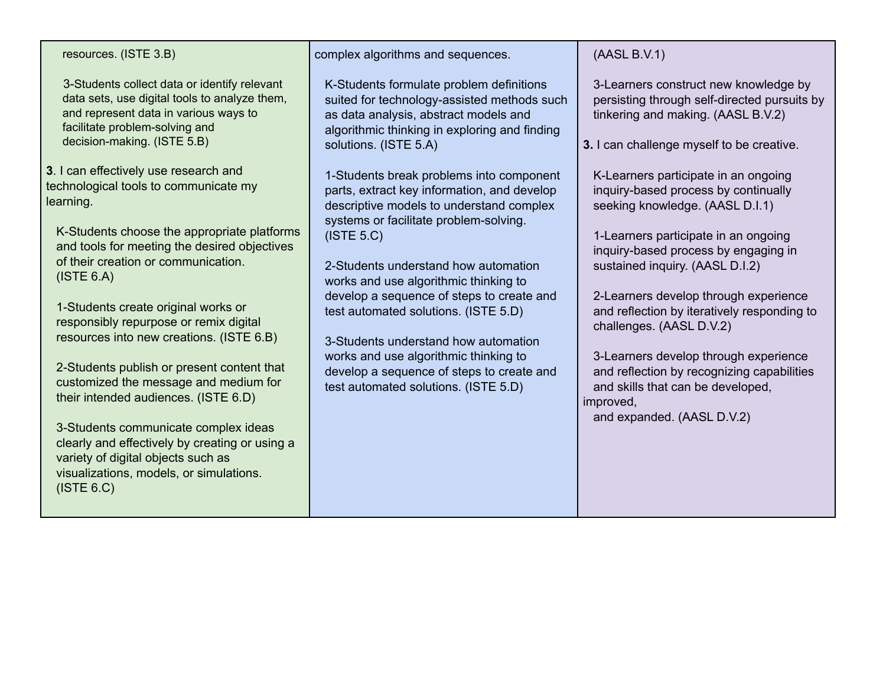| | | |
|---|---|---|
| resources. (ISTE 3.B)<br><br>3-Students collect data or identify relevant data sets, use digital tools to analyze them, and represent data in various ways to facilitate problem-solving and decision-making. (ISTE 5.B)<br><br>**3**. I can effectively use research and technological tools to communicate my learning.<br><br>K-Students choose the appropriate platforms and tools for meeting the desired objectives of their creation or communication. (ISTE 6.A)<br><br>1-Students create original works or responsibly repurpose or remix digital resources into new creations. (ISTE 6.B)<br><br>2-Students publish or present content that customized the message and medium for their intended audiences. (ISTE 6.D)<br><br>3-Students communicate complex ideas clearly and effectively by creating or using a variety of digital objects such as visualizations, models, or simulations. (ISTE 6.C) | complex algorithms and sequences.<br><br>K-Students formulate problem definitions suited for technology-assisted methods such as data analysis, abstract models and algorithmic thinking in exploring and finding solutions. (ISTE 5.A)<br><br>1-Students break problems into component parts, extract key information, and develop descriptive models to understand complex systems or facilitate problem-solving. (ISTE 5.C)<br><br>2-Students understand how automation works and use algorithmic thinking to develop a sequence of steps to create and test automated solutions. (ISTE 5.D)<br><br>3-Students understand how automation works and use algorithmic thinking to develop a sequence of steps to create and test automated solutions. (ISTE 5.D) | (AASL B.V.1)<br><br>3-Learners construct new knowledge by persisting through self-directed pursuits by tinkering and making. (AASL B.V.2)<br><br>**3.** I can challenge myself to be creative.<br><br>K-Learners participate in an ongoing inquiry-based process by continually seeking knowledge. (AASL D.I.1)<br><br>1-Learners participate in an ongoing inquiry-based process by engaging in sustained inquiry. (AASL D.I.2)<br><br>2-Learners develop through experience and reflection by iteratively responding to challenges. (AASL D.V.2)<br><br>3-Learners develop through experience and reflection by recognizing capabilities and skills that can be developed, improved, and expanded. (AASL D.V.2) |